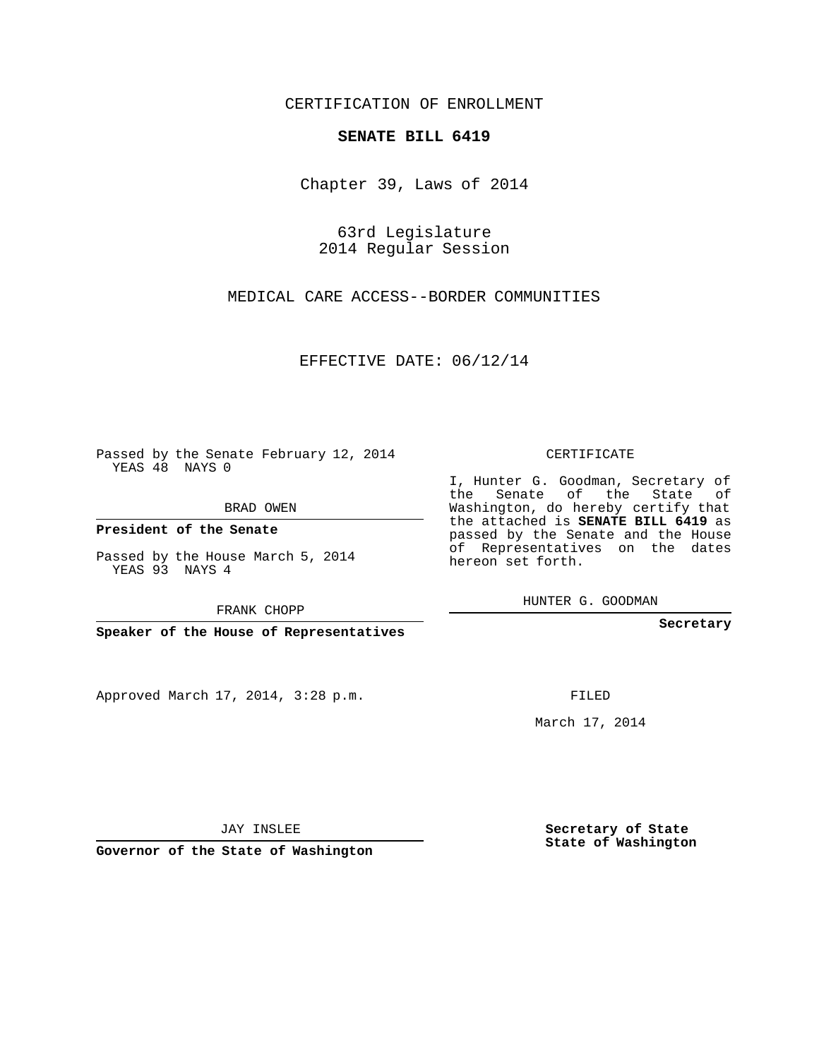CERTIFICATION OF ENROLLMENT

**SENATE BILL 6419**

Chapter 39, Laws of 2014

63rd Legislature
2014 Regular Session

MEDICAL CARE ACCESS--BORDER COMMUNITIES

EFFECTIVE DATE: 06/12/14

Passed by the Senate February 12, 2014
YEAS 48 NAYS 0

BRAD OWEN

**President of the Senate**

Passed by the House March 5, 2014
YEAS 93 NAYS 4

FRANK CHOPP

**Speaker of the House of Representatives**

Approved March 17, 2014, 3:28 p.m.

JAY INSLEE

**Governor of the State of Washington**

CERTIFICATE

I, Hunter G. Goodman, Secretary of the Senate of the State of Washington, do hereby certify that the attached is **SENATE BILL 6419** as passed by the Senate and the House of Representatives on the dates hereon set forth.

HUNTER G. GOODMAN

**Secretary**

FILED

March 17, 2014

**Secretary of State**
**State of Washington**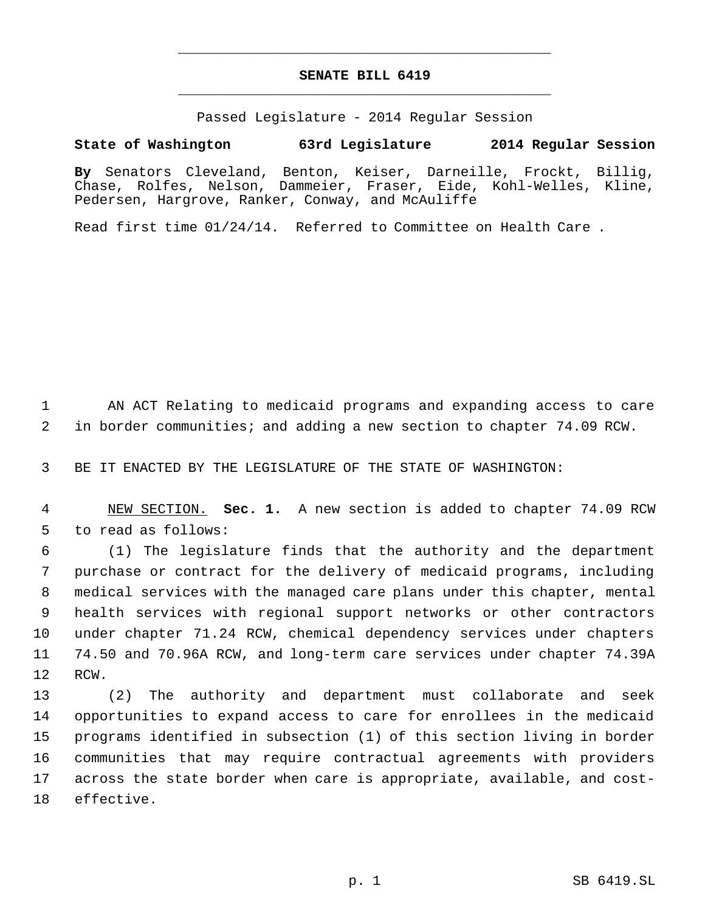# SENATE BILL 6419

Passed Legislature - 2014 Regular Session

**State of Washington 63rd Legislature 2014 Regular Session**

**By** Senators Cleveland, Benton, Keiser, Darneille, Frockt, Billig, Chase, Rolfes, Nelson, Dammeier, Fraser, Eide, Kohl-Welles, Kline, Pedersen, Hargrove, Ranker, Conway, and McAuliffe

Read first time 01/24/14. Referred to Committee on Health Care .

AN ACT Relating to medicaid programs and expanding access to care in border communities; and adding a new section to chapter 74.09 RCW.

BE IT ENACTED BY THE LEGISLATURE OF THE STATE OF WASHINGTON:

NEW SECTION. **Sec. 1.** A new section is added to chapter 74.09 RCW to read as follows:

(1) The legislature finds that the authority and the department purchase or contract for the delivery of medicaid programs, including medical services with the managed care plans under this chapter, mental health services with regional support networks or other contractors under chapter 71.24 RCW, chemical dependency services under chapters 74.50 and 70.96A RCW, and long-term care services under chapter 74.39A RCW.

(2) The authority and department must collaborate and seek opportunities to expand access to care for enrollees in the medicaid programs identified in subsection (1) of this section living in border communities that may require contractual agreements with providers across the state border when care is appropriate, available, and cost-effective.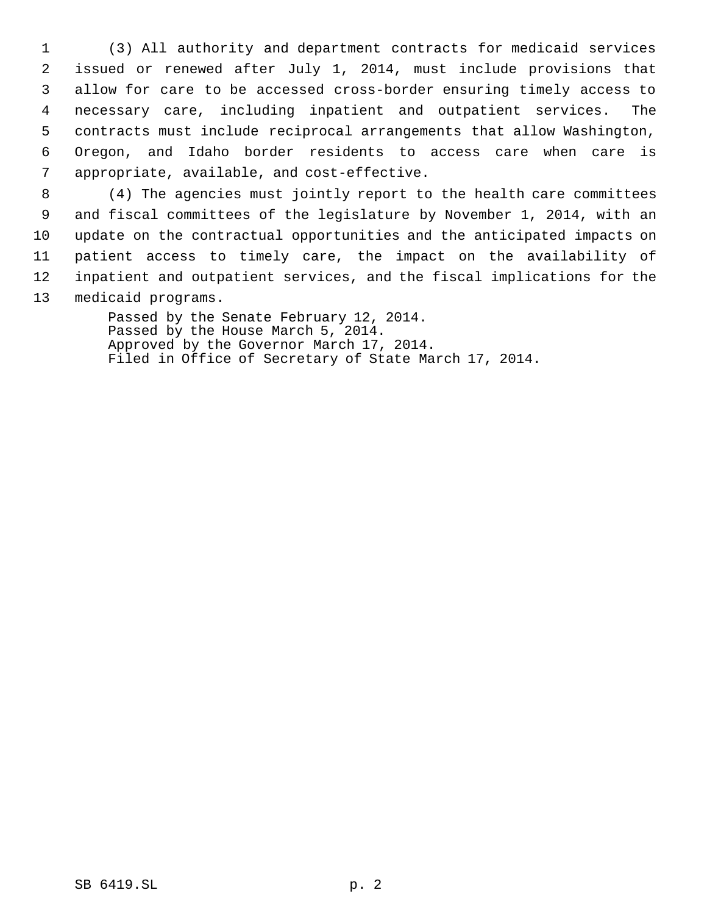(3) All authority and department contracts for medicaid services issued or renewed after July 1, 2014, must include provisions that allow for care to be accessed cross-border ensuring timely access to necessary care, including inpatient and outpatient services. The contracts must include reciprocal arrangements that allow Washington, Oregon, and Idaho border residents to access care when care is appropriate, available, and cost-effective.

(4) The agencies must jointly report to the health care committees and fiscal committees of the legislature by November 1, 2014, with an update on the contractual opportunities and the anticipated impacts on patient access to timely care, the impact on the availability of inpatient and outpatient services, and the fiscal implications for the medicaid programs.

Passed by the Senate February 12, 2014.
Passed by the House March 5, 2014.
Approved by the Governor March 17, 2014.
Filed in Office of Secretary of State March 17, 2014.